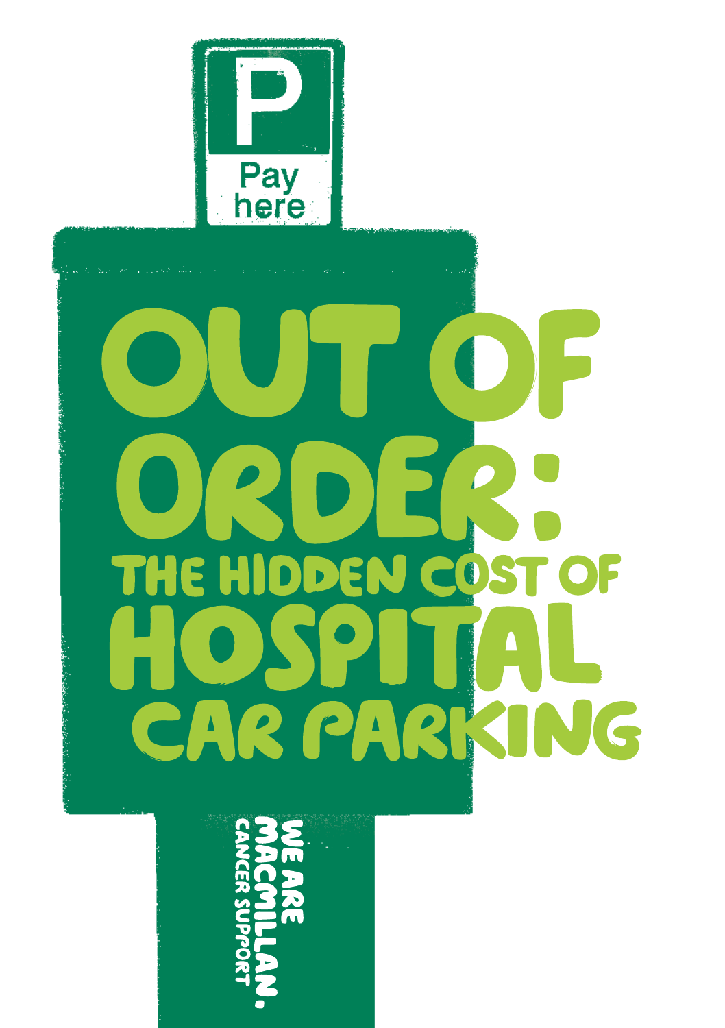P

Pay here

# OUT OF ORDER: THE HIDDEN COST OF HOSPITAL CAR PARKING

WE ARE MACMILLAN. CANCER SUPPORT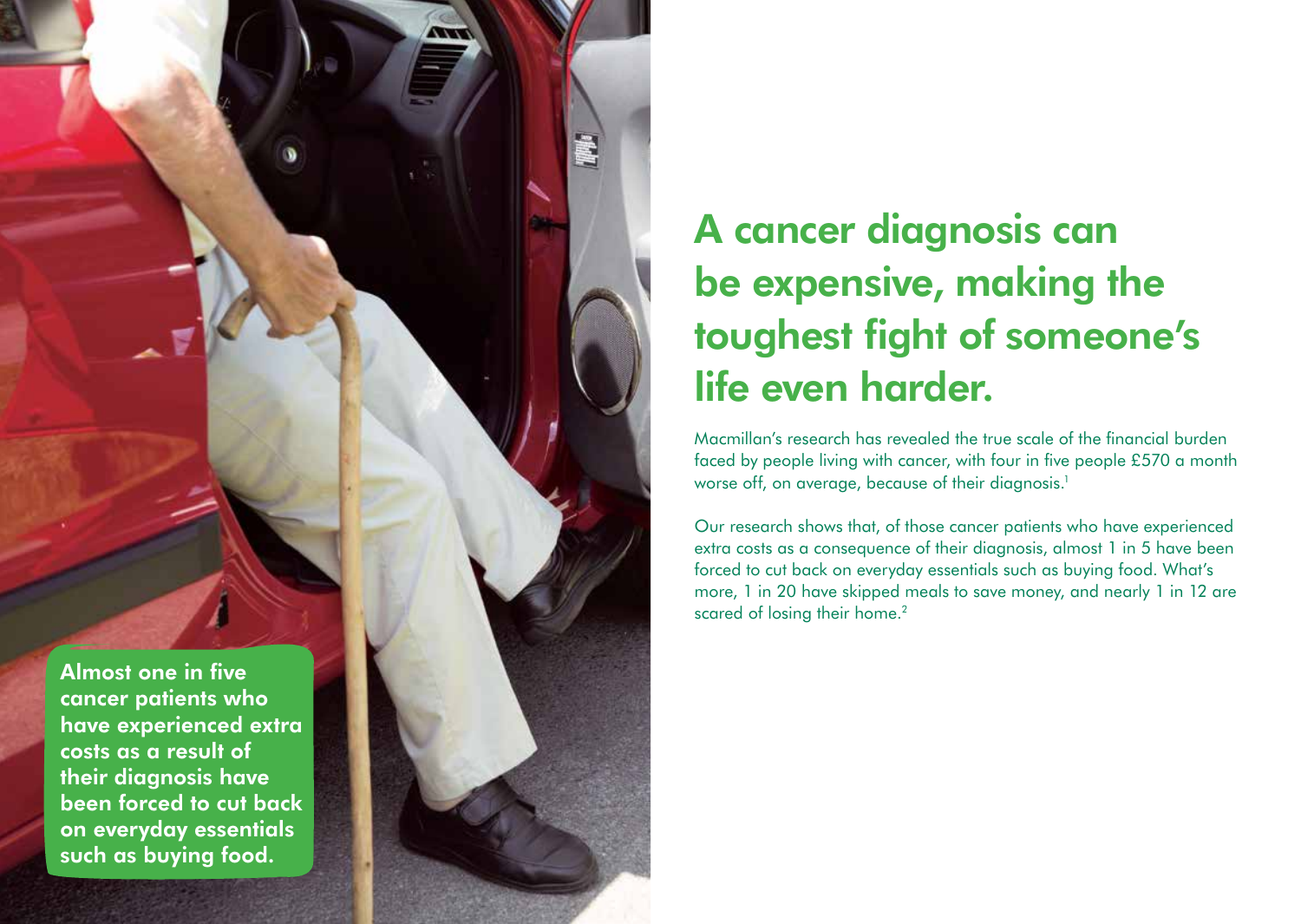# A cancer diagnosis can be expensive, making the toughest fight of someone's life even harder.

Macmillan's research has revealed the true scale of the financial burden faced by people living with cancer, with four in five people £570 a month worse off, on average, because of their diagnosis.[1]

Our research shows that, of those cancer patients who have experienced extra costs as a consequence of their diagnosis, almost 1 in 5 have been forced to cut back on everyday essentials such as buying food. What's more, 1 in 20 have skipped meals to save money, and nearly 1 in 12 are scared of losing their home.[2]

**Almost one in five cancer patients who have experienced extra costs as a result of their diagnosis have been forced to cut back on everyday essentials such as buying food.**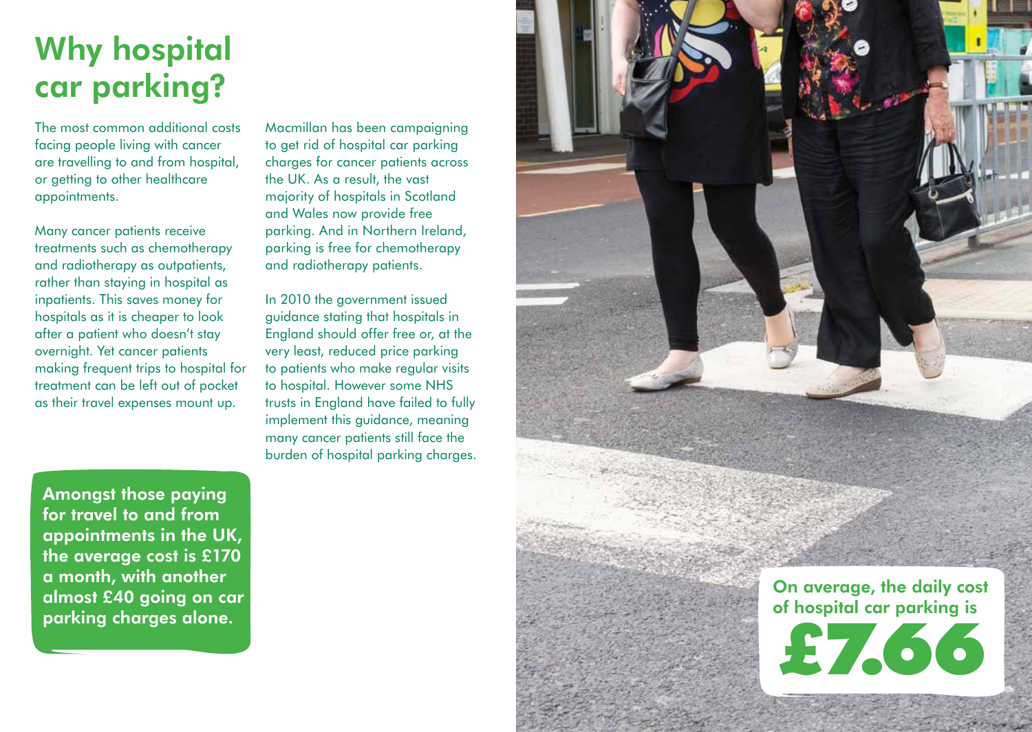# Why hospital car parking?

The most common additional costs facing people living with cancer are travelling to and from hospital, or getting to other healthcare appointments.

Many cancer patients receive treatments such as chemotherapy and radiotherapy as outpatients, rather than staying in hospital as inpatients. This saves money for hospitals as it is cheaper to look after a patient who doesn't stay overnight. Yet cancer patients making frequent trips to hospital for treatment can be left out of pocket as their travel expenses mount up.

**Amongst those paying for travel to and from appointments in the UK, the average cost is £170 a month, with another almost £40 going on car parking charges alone.**

Macmillan has been campaigning to get rid of hospital car parking charges for cancer patients across the UK. As a result, the vast majority of hospitals in Scotland and Wales now provide free parking. And in Northern Ireland, parking is free for chemotherapy and radiotherapy patients.

In 2010 the government issued guidance stating that hospitals in England should offer free or, at the very least, reduced price parking to patients who make regular visits to hospital. However some NHS trusts in England have failed to fully implement this guidance, meaning many cancer patients still face the burden of hospital parking charges.

**On average, the daily cost of hospital car parking is £7.66**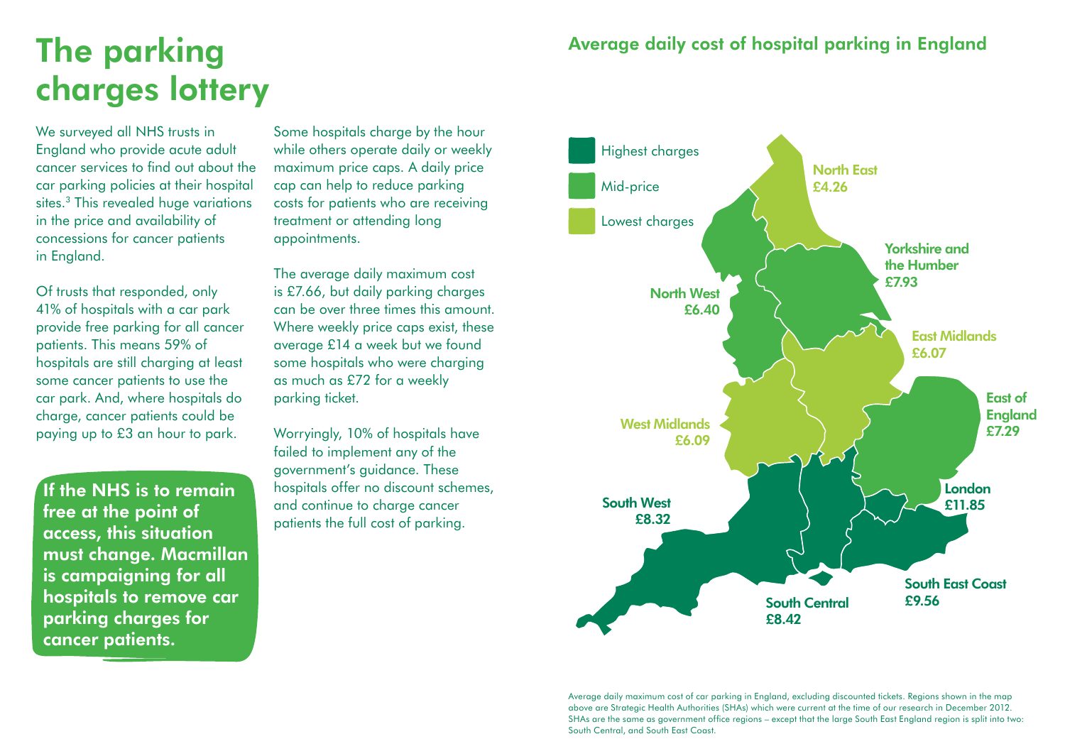# The parking charges lottery

We surveyed all NHS trusts in England who provide acute adult cancer services to find out about the car parking policies at their hospital sites.[3] This revealed huge variations in the price and availability of concessions for cancer patients in England.

Of trusts that responded, only 41% of hospitals with a car park provide free parking for all cancer patients. This means 59% of hospitals are still charging at least some cancer patients to use the car park. And, where hospitals do charge, cancer patients could be paying up to £3 an hour to park.

**If the NHS is to remain free at the point of access, this situation must change. Macmillan is campaigning for all hospitals to remove car parking charges for cancer patients.**

Some hospitals charge by the hour while others operate daily or weekly maximum price caps. A daily price cap can help to reduce parking costs for patients who are receiving treatment or attending long appointments.

The average daily maximum cost is £7.66, but daily parking charges can be over three times this amount. Where weekly price caps exist, these average £14 a week but we found some hospitals who were charging as much as £72 for a weekly parking ticket.

Worryingly, 10% of hospitals have failed to implement any of the government's guidance. These hospitals offer no discount schemes, and continue to charge cancer patients the full cost of parking.

## Average daily cost of hospital parking in England

| Region | Average daily cost | Category |
|---|---|---|
| North East | £4.26 | Lowest charges |
| Yorkshire and the Humber | £7.93 | Mid-price |
| North West | £6.40 | Mid-price |
| East Midlands | £6.07 | Lowest charges |
| West Midlands | £6.09 | Lowest charges |
| East of England | £7.29 | Mid-price |
| London | £11.85 | Highest charges |
| South West | £8.32 | Highest charges |
| South Central | £8.42 | Highest charges |
| South East Coast | £9.56 | Highest charges |

Average daily maximum cost of car parking in England, excluding discounted tickets. Regions shown in the map above are Strategic Health Authorities (SHAs) which were current at the time of our research in December 2012. SHAs are the same as government office regions – except that the large South East England region is split into two: South Central, and South East Coast.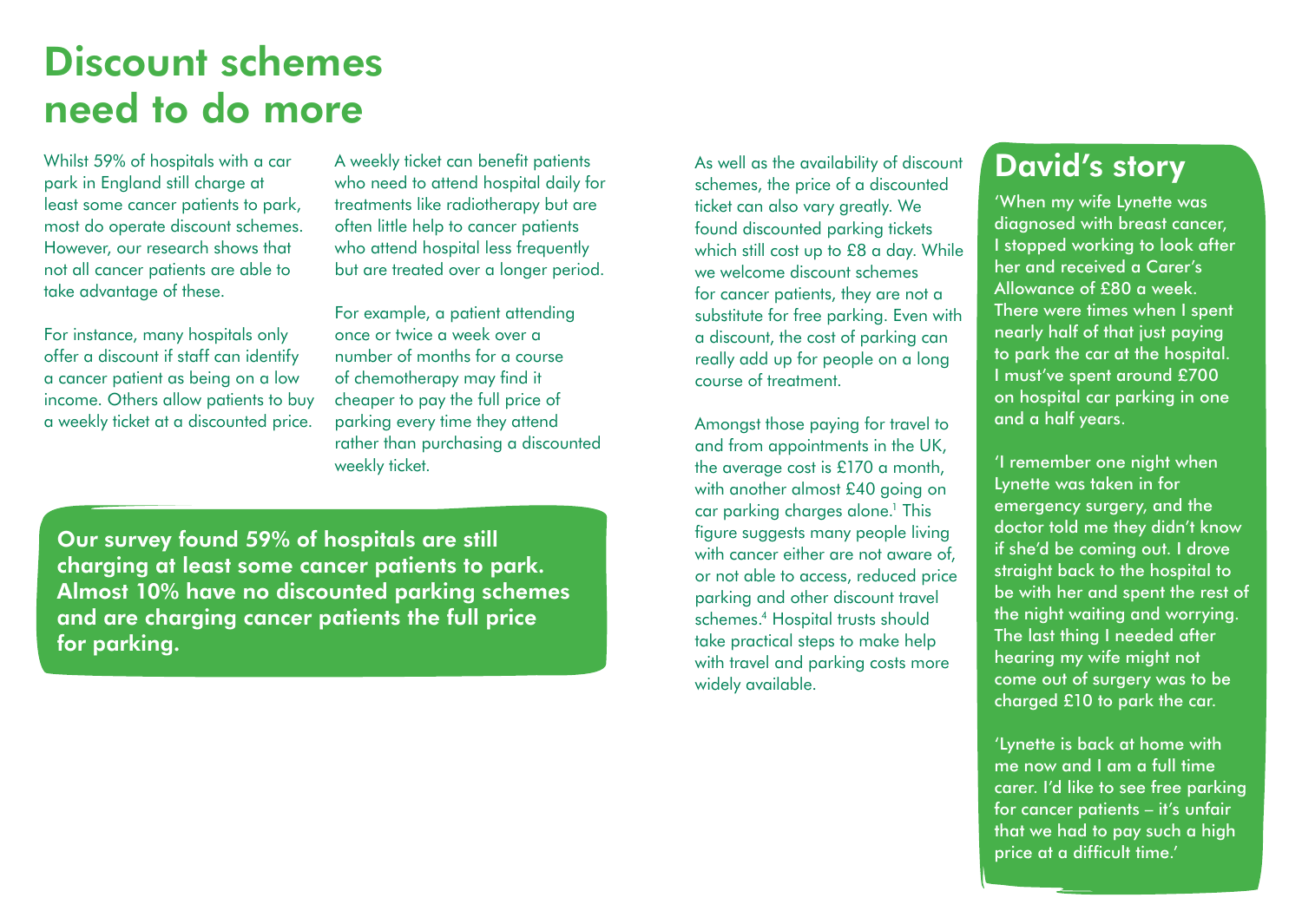# Discount schemes need to do more

Whilst 59% of hospitals with a car park in England still charge at least some cancer patients to park, most do operate discount schemes. However, our research shows that not all cancer patients are able to take advantage of these.

For instance, many hospitals only offer a discount if staff can identify a cancer patient as being on a low income. Others allow patients to buy a weekly ticket at a discounted price.

A weekly ticket can benefit patients who need to attend hospital daily for treatments like radiotherapy but are often little help to cancer patients who attend hospital less frequently but are treated over a longer period.

For example, a patient attending once or twice a week over a number of months for a course of chemotherapy may find it cheaper to pay the full price of parking every time they attend rather than purchasing a discounted weekly ticket.

**Our survey found 59% of hospitals are still charging at least some cancer patients to park. Almost 10% have no discounted parking schemes and are charging cancer patients the full price for parking.**

As well as the availability of discount schemes, the price of a discounted ticket can also vary greatly. We found discounted parking tickets which still cost up to £8 a day. While we welcome discount schemes for cancer patients, they are not a substitute for free parking. Even with a discount, the cost of parking can really add up for people on a long course of treatment.

Amongst those paying for travel to and from appointments in the UK, the average cost is £170 a month, with another almost £40 going on car parking charges alone.[1] This figure suggests many people living with cancer either are not aware of, or not able to access, reduced price parking and other discount travel schemes.[4] Hospital trusts should take practical steps to make help with travel and parking costs more widely available.

## David's story

'When my wife Lynette was diagnosed with breast cancer, I stopped working to look after her and received a Carer's Allowance of £80 a week. There were times when I spent nearly half of that just paying to park the car at the hospital. I must've spent around £700 on hospital car parking in one and a half years.

'I remember one night when Lynette was taken in for emergency surgery, and the doctor told me they didn't know if she'd be coming out. I drove straight back to the hospital to be with her and spent the rest of the night waiting and worrying. The last thing I needed after hearing my wife might not come out of surgery was to be charged £10 to park the car.

'Lynette is back at home with me now and I am a full time carer. I'd like to see free parking for cancer patients – it's unfair that we had to pay such a high price at a difficult time.'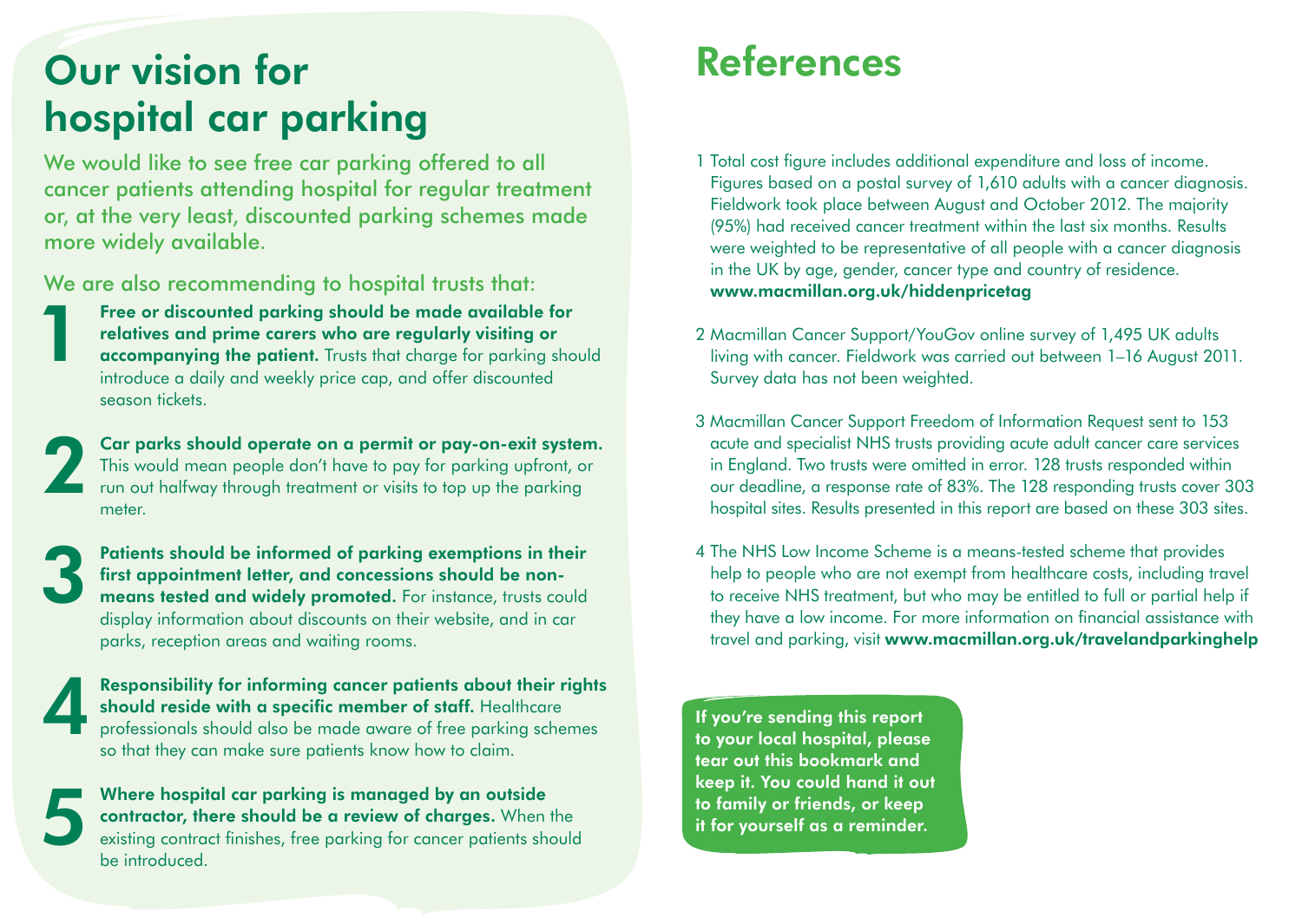# Our vision for hospital car parking

We would like to see free car parking offered to all cancer patients attending hospital for regular treatment or, at the very least, discounted parking schemes made more widely available.

We are also recommending to hospital trusts that:

1. **Free or discounted parking should be made available for relatives and prime carers who are regularly visiting or accompanying the patient.** Trusts that charge for parking should introduce a daily and weekly price cap, and offer discounted season tickets.

2. **Car parks should operate on a permit or pay-on-exit system.** This would mean people don't have to pay for parking upfront, or run out halfway through treatment or visits to top up the parking meter.

3. **Patients should be informed of parking exemptions in their first appointment letter, and concessions should be non-means tested and widely promoted.** For instance, trusts could display information about discounts on their website, and in car parks, reception areas and waiting rooms.

4. **Responsibility for informing cancer patients about their rights should reside with a specific member of staff.** Healthcare professionals should also be made aware of free parking schemes so that they can make sure patients know how to claim.

5. **Where hospital car parking is managed by an outside contractor, there should be a review of charges.** When the existing contract finishes, free parking for cancer patients should be introduced.

# References

1 Total cost figure includes additional expenditure and loss of income. Figures based on a postal survey of 1,610 adults with a cancer diagnosis. Fieldwork took place between August and October 2012. The majority (95%) had received cancer treatment within the last six months. Results were weighted to be representative of all people with a cancer diagnosis in the UK by age, gender, cancer type and country of residence. **www.macmillan.org.uk/hiddenpricetag**

2 Macmillan Cancer Support/YouGov online survey of 1,495 UK adults living with cancer. Fieldwork was carried out between 1–16 August 2011. Survey data has not been weighted.

3 Macmillan Cancer Support Freedom of Information Request sent to 153 acute and specialist NHS trusts providing acute adult cancer care services in England. Two trusts were omitted in error. 128 trusts responded within our deadline, a response rate of 83%. The 128 responding trusts cover 303 hospital sites. Results presented in this report are based on these 303 sites.

4 The NHS Low Income Scheme is a means-tested scheme that provides help to people who are not exempt from healthcare costs, including travel to receive NHS treatment, but who may be entitled to full or partial help if they have a low income. For more information on financial assistance with travel and parking, visit **www.macmillan.org.uk/travelandparkinghelp**

**If you're sending this report to your local hospital, please tear out this bookmark and keep it. You could hand it out to family or friends, or keep it for yourself as a reminder.**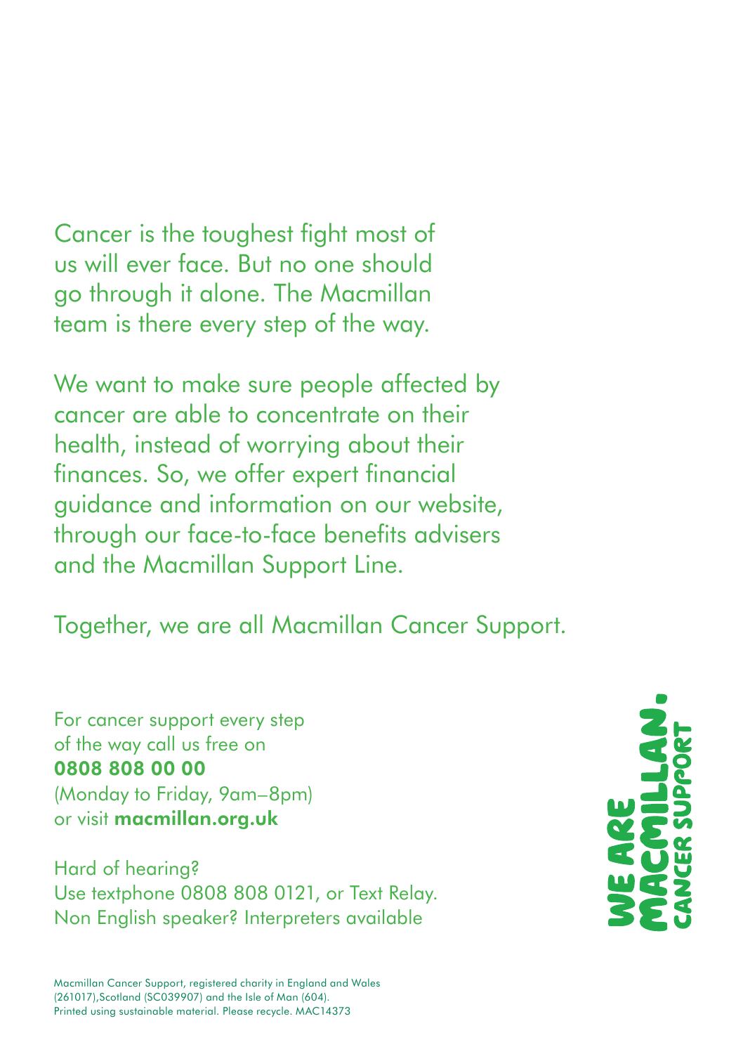Cancer is the toughest fight most of us will ever face. But no one should go through it alone. The Macmillan team is there every step of the way.

We want to make sure people affected by cancer are able to concentrate on their health, instead of worrying about their finances. So, we offer expert financial guidance and information on our website, through our face-to-face benefits advisers and the Macmillan Support Line.

Together, we are all Macmillan Cancer Support.

For cancer support every step of the way call us free on
**0808 808 00 00**
(Monday to Friday, 9am–8pm)
or visit **macmillan.org.uk**

Hard of hearing?
Use textphone 0808 808 0121, or Text Relay.
Non English speaker? Interpreters available

WE ARE MACMILLAN. CANCER SUPPORT

Macmillan Cancer Support, registered charity in England and Wales (261017),Scotland (SC039907) and the Isle of Man (604).
Printed using sustainable material. Please recycle. MAC14373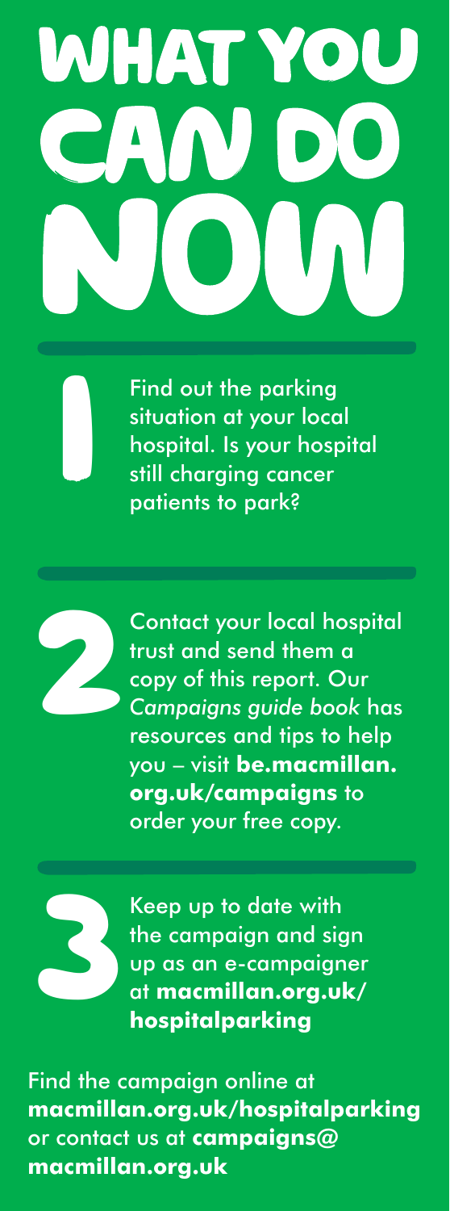# WHAT YOU CAN DO NOW

1. Find out the parking situation at your local hospital. Is your hospital still charging cancer patients to park?

2. Contact your local hospital trust and send them a copy of this report. Our *Campaigns guide book* has resources and tips to help you – visit **be.macmillan.org.uk/campaigns** to order your free copy.

3. Keep up to date with the campaign and sign up as an e-campaigner at **macmillan.org.uk/hospitalparking**

Find the campaign online at **macmillan.org.uk/hospitalparking** or contact us at **campaigns@macmillan.org.uk**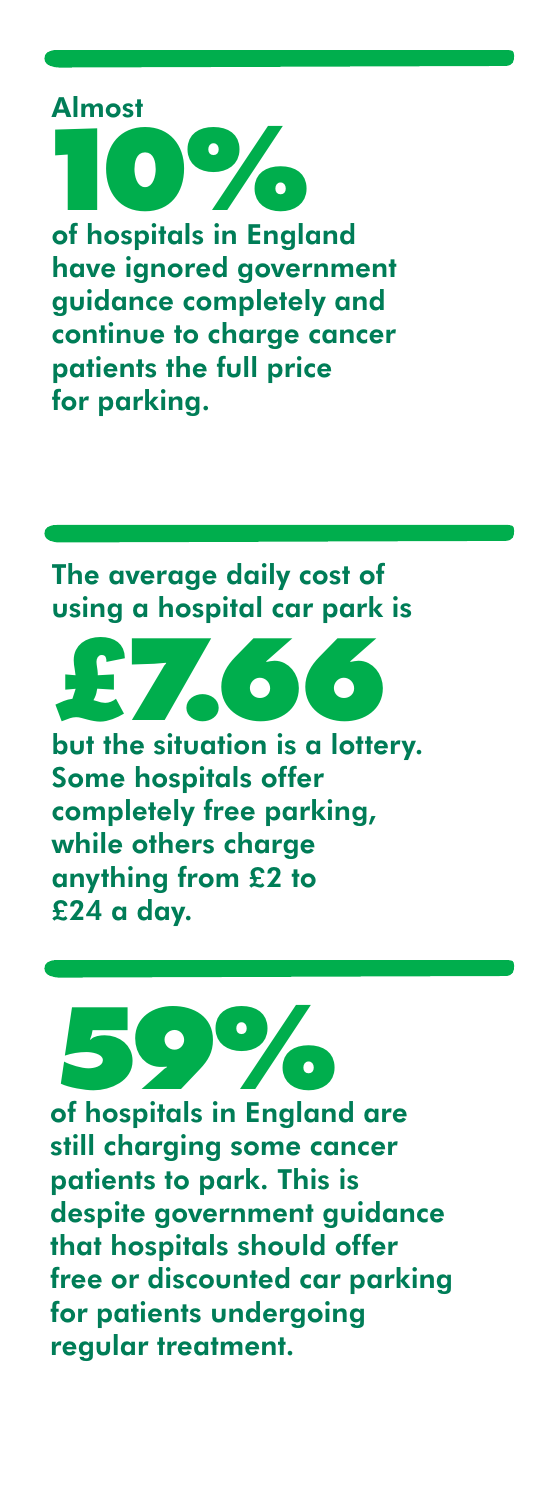Almost

**10%**

of hospitals in England have ignored government guidance completely and continue to charge cancer patients the full price for parking.

The average daily cost of using a hospital car park is

**£7.66**

but the situation is a lottery. Some hospitals offer completely free parking, while others charge anything from £2 to £24 a day.

**59%**

of hospitals in England are still charging some cancer patients to park. This is despite government guidance that hospitals should offer free or discounted car parking for patients undergoing regular treatment.